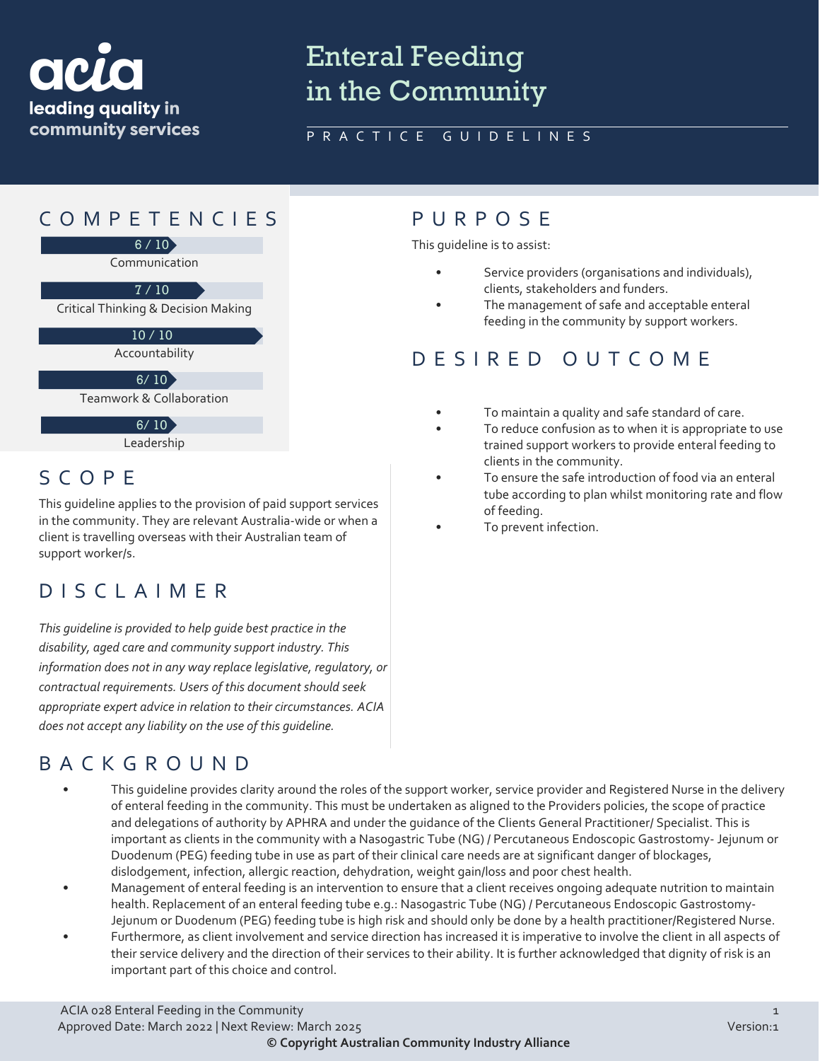acia
leading quality in community services

# Enteral Feeding in the Community

PRACTICE GUIDELINES

## COMPETENCIES

6 / 10
Communication

7 / 10
Critical Thinking & Decision Making

10 / 10
Accountability

6/ 10
Teamwork & Collaboration

6/ 10
Leadership

## SCOPE

This guideline applies to the provision of paid support services in the community. They are relevant Australia-wide or when a client is travelling overseas with their Australian team of support worker/s.

## DISCLAIMER

*This guideline is provided to help guide best practice in the disability, aged care and community support industry. This information does not in any way replace legislative, regulatory, or contractual requirements. Users of this document should seek appropriate expert advice in relation to their circumstances. ACIA does not accept any liability on the use of this guideline.*

## PURPOSE

This guideline is to assist:

- Service providers (organisations and individuals), clients, stakeholders and funders.
- The management of safe and acceptable enteral feeding in the community by support workers.

## DESIRED OUTCOME

- To maintain a quality and safe standard of care.
- To reduce confusion as to when it is appropriate to use trained support workers to provide enteral feeding to clients in the community.
- To ensure the safe introduction of food via an enteral tube according to plan whilst monitoring rate and flow of feeding.
- To prevent infection.

## BACKGROUND

- This guideline provides clarity around the roles of the support worker, service provider and Registered Nurse in the delivery of enteral feeding in the community. This must be undertaken as aligned to the Providers policies, the scope of practice and delegations of authority by APHRA and under the guidance of the Clients General Practitioner/ Specialist. This is important as clients in the community with a Nasogastric Tube (NG) / Percutaneous Endoscopic Gastrostomy- Jejunum or Duodenum (PEG) feeding tube in use as part of their clinical care needs are at significant danger of blockages, dislodgement, infection, allergic reaction, dehydration, weight gain/loss and poor chest health.
- Management of enteral feeding is an intervention to ensure that a client receives ongoing adequate nutrition to maintain health. Replacement of an enteral feeding tube e.g.: Nasogastric Tube (NG) / Percutaneous Endoscopic Gastrostomy-Jejunum or Duodenum (PEG) feeding tube is high risk and should only be done by a health practitioner/Registered Nurse.
- Furthermore, as client involvement and service direction has increased it is imperative to involve the client in all aspects of their service delivery and the direction of their services to their ability. It is further acknowledged that dignity of risk is an important part of this choice and control.

ACIA 028 Enteral Feeding in the Community
Approved Date: March 2022 | Next Review: March 2025
Version:1
© Copyright Australian Community Industry Alliance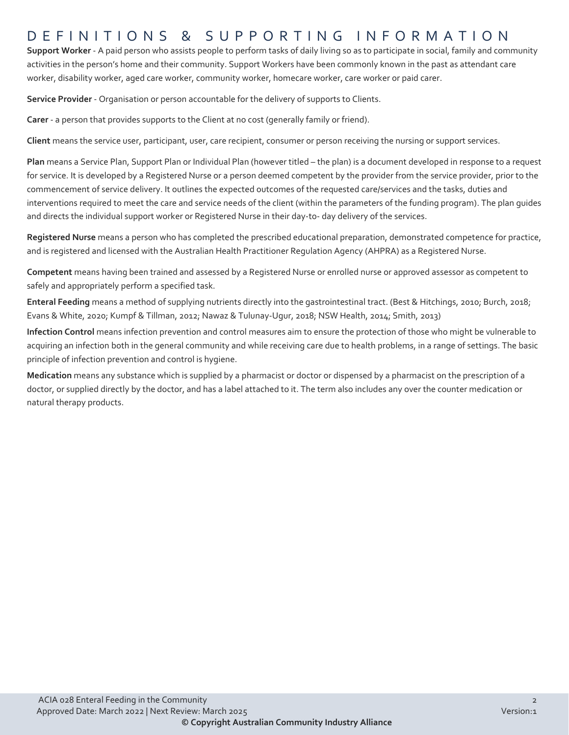# DEFINITIONS & SUPPORTING INFORMATION

**Support Worker** - A paid person who assists people to perform tasks of daily living so as to participate in social, family and community activities in the person's home and their community. Support Workers have been commonly known in the past as attendant care worker, disability worker, aged care worker, community worker, homecare worker, care worker or paid carer.

**Service Provider** - Organisation or person accountable for the delivery of supports to Clients.

**Carer** - a person that provides supports to the Client at no cost (generally family or friend).

**Client** means the service user, participant, user, care recipient, consumer or person receiving the nursing or support services.

**Plan** means a Service Plan, Support Plan or Individual Plan (however titled – the plan) is a document developed in response to a request for service. It is developed by a Registered Nurse or a person deemed competent by the provider from the service provider, prior to the commencement of service delivery. It outlines the expected outcomes of the requested care/services and the tasks, duties and interventions required to meet the care and service needs of the client (within the parameters of the funding program). The plan guides and directs the individual support worker or Registered Nurse in their day-to- day delivery of the services.

**Registered Nurse** means a person who has completed the prescribed educational preparation, demonstrated competence for practice, and is registered and licensed with the Australian Health Practitioner Regulation Agency (AHPRA) as a Registered Nurse.

**Competent** means having been trained and assessed by a Registered Nurse or enrolled nurse or approved assessor as competent to safely and appropriately perform a specified task.

**Enteral Feeding** means a method of supplying nutrients directly into the gastrointestinal tract. (Best & Hitchings, 2010; Burch, 2018; Evans & White, 2020; Kumpf & Tillman, 2012; Nawaz & Tulunay-Ugur, 2018; NSW Health, 2014; Smith, 2013)

**Infection Control** means infection prevention and control measures aim to ensure the protection of those who might be vulnerable to acquiring an infection both in the general community and while receiving care due to health problems, in a range of settings. The basic principle of infection prevention and control is hygiene.

**Medication** means any substance which is supplied by a pharmacist or doctor or dispensed by a pharmacist on the prescription of a doctor, or supplied directly by the doctor, and has a label attached to it. The term also includes any over the counter medication or natural therapy products.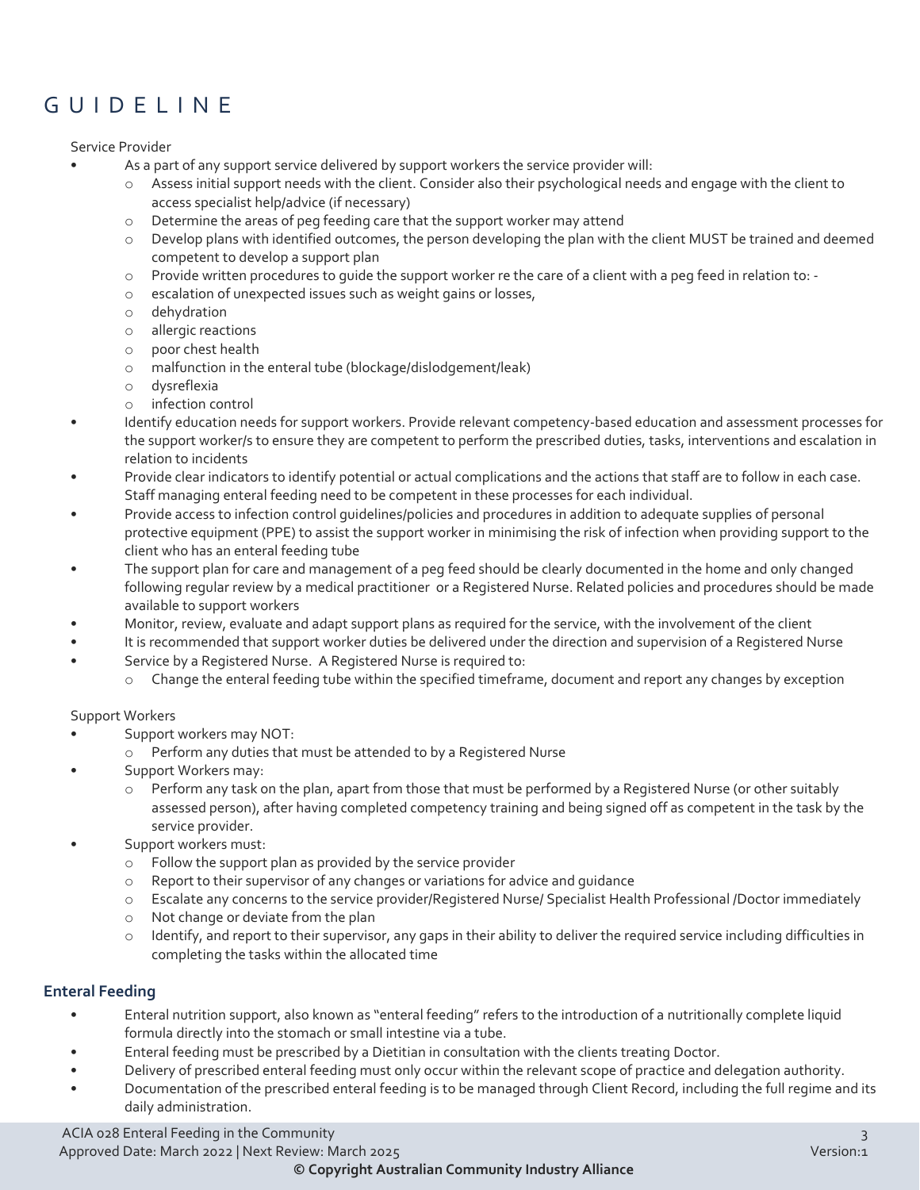# GUIDELINE

Service Provider

- As a part of any support service delivered by support workers the service provider will:
  - Assess initial support needs with the client. Consider also their psychological needs and engage with the client to access specialist help/advice (if necessary)
  - Determine the areas of peg feeding care that the support worker may attend
  - Develop plans with identified outcomes, the person developing the plan with the client MUST be trained and deemed competent to develop a support plan
  - Provide written procedures to guide the support worker re the care of a client with a peg feed in relation to: -
  - escalation of unexpected issues such as weight gains or losses,
  - dehydration
  - allergic reactions
  - poor chest health
  - malfunction in the enteral tube (blockage/dislodgement/leak)
  - dysreflexia
  - infection control
- Identify education needs for support workers. Provide relevant competency-based education and assessment processes for the support worker/s to ensure they are competent to perform the prescribed duties, tasks, interventions and escalation in relation to incidents
- Provide clear indicators to identify potential or actual complications and the actions that staff are to follow in each case. Staff managing enteral feeding need to be competent in these processes for each individual.
- Provide access to infection control guidelines/policies and procedures in addition to adequate supplies of personal protective equipment (PPE) to assist the support worker in minimising the risk of infection when providing support to the client who has an enteral feeding tube
- The support plan for care and management of a peg feed should be clearly documented in the home and only changed following regular review by a medical practitioner or a Registered Nurse. Related policies and procedures should be made available to support workers
- Monitor, review, evaluate and adapt support plans as required for the service, with the involvement of the client
- It is recommended that support worker duties be delivered under the direction and supervision of a Registered Nurse
- Service by a Registered Nurse. A Registered Nurse is required to:
  - Change the enteral feeding tube within the specified timeframe, document and report any changes by exception

Support Workers

- Support workers may NOT:
  - Perform any duties that must be attended to by a Registered Nurse
- Support Workers may:
  - Perform any task on the plan, apart from those that must be performed by a Registered Nurse (or other suitably assessed person), after having completed competency training and being signed off as competent in the task by the service provider.
- Support workers must:
  - Follow the support plan as provided by the service provider
  - Report to their supervisor of any changes or variations for advice and guidance
  - Escalate any concerns to the service provider/Registered Nurse/ Specialist Health Professional /Doctor immediately
  - Not change or deviate from the plan
  - Identify, and report to their supervisor, any gaps in their ability to deliver the required service including difficulties in completing the tasks within the allocated time

## Enteral Feeding

- Enteral nutrition support, also known as "enteral feeding" refers to the introduction of a nutritionally complete liquid formula directly into the stomach or small intestine via a tube.
- Enteral feeding must be prescribed by a Dietitian in consultation with the clients treating Doctor.
- Delivery of prescribed enteral feeding must only occur within the relevant scope of practice and delegation authority.
- Documentation of the prescribed enteral feeding is to be managed through Client Record, including the full regime and its daily administration.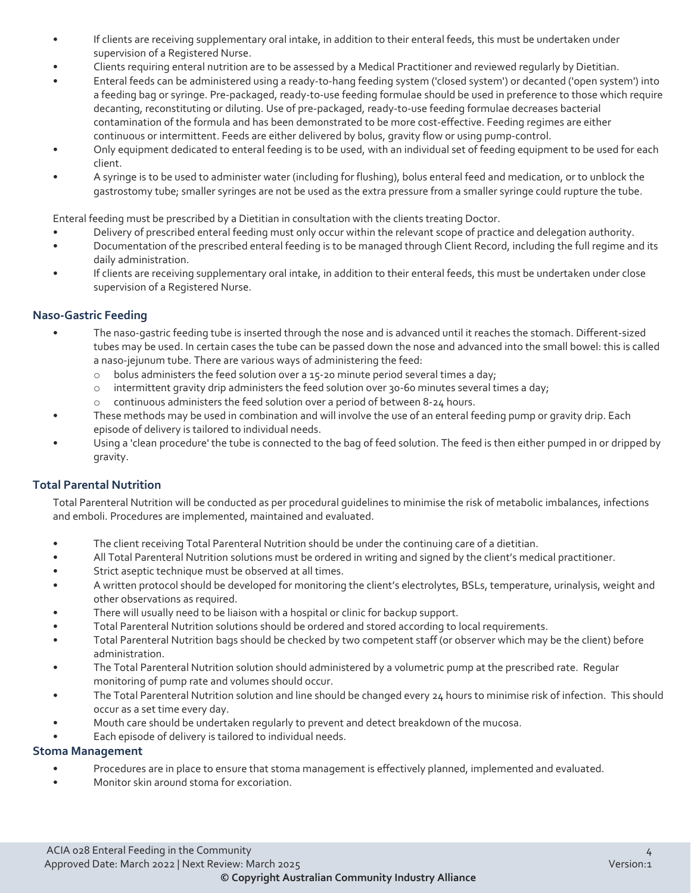- If clients are receiving supplementary oral intake, in addition to their enteral feeds, this must be undertaken under supervision of a Registered Nurse.
- Clients requiring enteral nutrition are to be assessed by a Medical Practitioner and reviewed regularly by Dietitian.
- Enteral feeds can be administered using a ready-to-hang feeding system ('closed system') or decanted ('open system') into a feeding bag or syringe. Pre-packaged, ready-to-use feeding formulae should be used in preference to those which require decanting, reconstituting or diluting. Use of pre-packaged, ready-to-use feeding formulae decreases bacterial contamination of the formula and has been demonstrated to be more cost-effective. Feeding regimes are either continuous or intermittent. Feeds are either delivered by bolus, gravity flow or using pump-control.
- Only equipment dedicated to enteral feeding is to be used, with an individual set of feeding equipment to be used for each client.
- A syringe is to be used to administer water (including for flushing), bolus enteral feed and medication, or to unblock the gastrostomy tube; smaller syringes are not be used as the extra pressure from a smaller syringe could rupture the tube.

Enteral feeding must be prescribed by a Dietitian in consultation with the clients treating Doctor.

- Delivery of prescribed enteral feeding must only occur within the relevant scope of practice and delegation authority.
- Documentation of the prescribed enteral feeding is to be managed through Client Record, including the full regime and its daily administration.
- If clients are receiving supplementary oral intake, in addition to their enteral feeds, this must be undertaken under close supervision of a Registered Nurse.

### Naso-Gastric Feeding

- The naso-gastric feeding tube is inserted through the nose and is advanced until it reaches the stomach. Different-sized tubes may be used. In certain cases the tube can be passed down the nose and advanced into the small bowel: this is called a naso-jejunum tube. There are various ways of administering the feed:
  - bolus administers the feed solution over a 15-20 minute period several times a day;
  - intermittent gravity drip administers the feed solution over 30-60 minutes several times a day;
  - continuous administers the feed solution over a period of between 8-24 hours.
- These methods may be used in combination and will involve the use of an enteral feeding pump or gravity drip. Each episode of delivery is tailored to individual needs.
- Using a 'clean procedure' the tube is connected to the bag of feed solution. The feed is then either pumped in or dripped by gravity.

### Total Parental Nutrition

Total Parenteral Nutrition will be conducted as per procedural guidelines to minimise the risk of metabolic imbalances, infections and emboli. Procedures are implemented, maintained and evaluated.

- The client receiving Total Parenteral Nutrition should be under the continuing care of a dietitian.
- All Total Parenteral Nutrition solutions must be ordered in writing and signed by the client's medical practitioner.
- Strict aseptic technique must be observed at all times.
- A written protocol should be developed for monitoring the client's electrolytes, BSLs, temperature, urinalysis, weight and other observations as required.
- There will usually need to be liaison with a hospital or clinic for backup support.
- Total Parenteral Nutrition solutions should be ordered and stored according to local requirements.
- Total Parenteral Nutrition bags should be checked by two competent staff (or observer which may be the client) before administration.
- The Total Parenteral Nutrition solution should administered by a volumetric pump at the prescribed rate. Regular monitoring of pump rate and volumes should occur.
- The Total Parenteral Nutrition solution and line should be changed every 24 hours to minimise risk of infection. This should occur as a set time every day.
- Mouth care should be undertaken regularly to prevent and detect breakdown of the mucosa.
- Each episode of delivery is tailored to individual needs.

### Stoma Management

- Procedures are in place to ensure that stoma management is effectively planned, implemented and evaluated.
- Monitor skin around stoma for excoriation.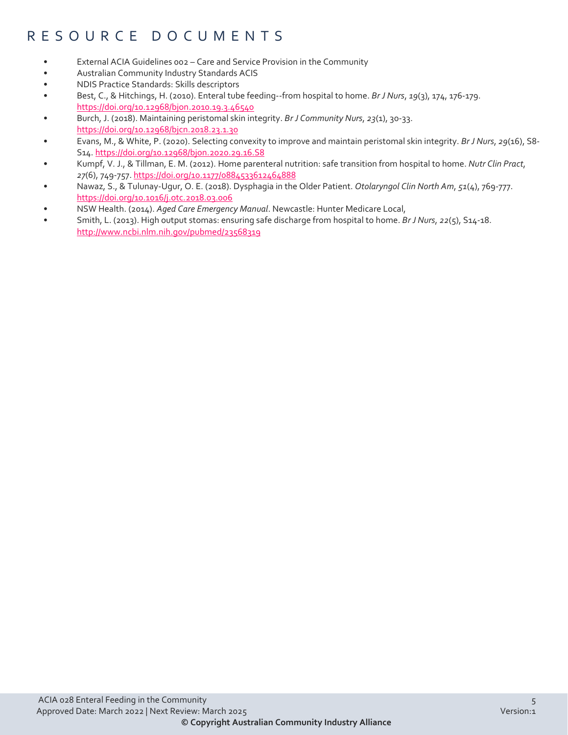# RESOURCE DOCUMENTS

- External ACIA Guidelines 002 – Care and Service Provision in the Community
- Australian Community Industry Standards ACIS
- NDIS Practice Standards: Skills descriptors
- Best, C., & Hitchings, H. (2010). Enteral tube feeding--from hospital to home. *Br J Nurs*, *19*(3), 174, 176-179. https://doi.org/10.12968/bjon.2010.19.3.46540
- Burch, J. (2018). Maintaining peristomal skin integrity. *Br J Community Nurs*, *23*(1), 30-33. https://doi.org/10.12968/bjcn.2018.23.1.30
- Evans, M., & White, P. (2020). Selecting convexity to improve and maintain peristomal skin integrity. *Br J Nurs*, *29*(16), S8-S14. https://doi.org/10.12968/bjon.2020.29.16.S8
- Kumpf, V. J., & Tillman, E. M. (2012). Home parenteral nutrition: safe transition from hospital to home. *Nutr Clin Pract*, *27*(6), 749-757. https://doi.org/10.1177/0884533612464888
- Nawaz, S., & Tulunay-Ugur, O. E. (2018). Dysphagia in the Older Patient. *Otolaryngol Clin North Am*, *51*(4), 769-777. https://doi.org/10.1016/j.otc.2018.03.006
- NSW Health. (2014). *Aged Care Emergency Manual*. Newcastle: Hunter Medicare Local,
- Smith, L. (2013). High output stomas: ensuring safe discharge from hospital to home. *Br J Nurs*, *22*(5), S14-18. http://www.ncbi.nlm.nih.gov/pubmed/23568319